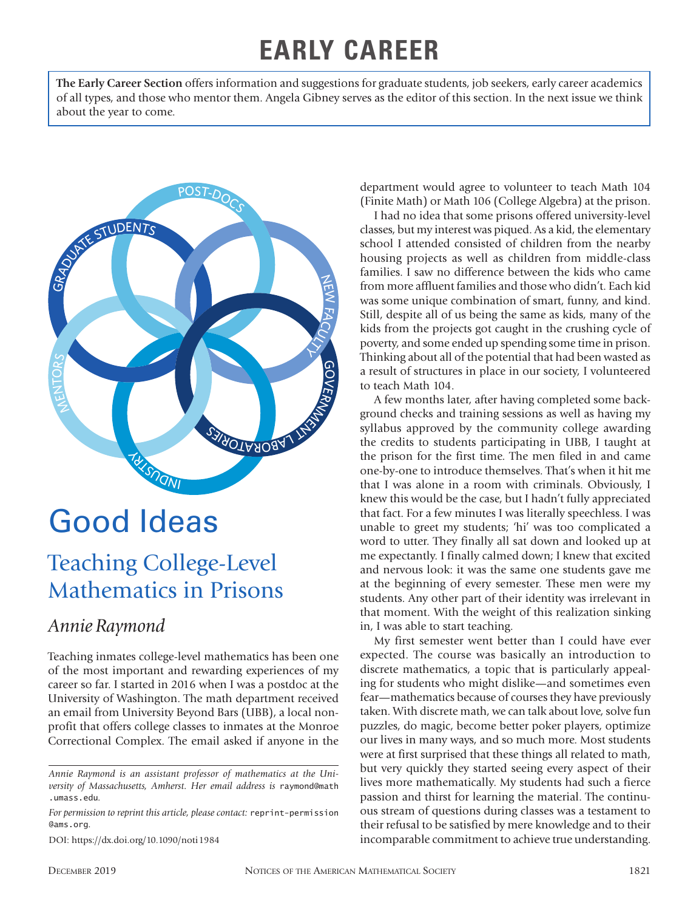# EARLY CAREER

**The Early Career Section** offers information and suggestions for graduate students, job seekers, early career academics of all types, and those who mentor them. Angela Gibney serves as the editor of this section. In the next issue we think about the year to come.

# Good Ideas

## Teaching College-Level Mathematics in Prisons

### *Annie Raymond*

Teaching inmates college-level mathematics has been one of the most important and rewarding experiences of my career so far. I started in 2016 when I was a postdoc at the University of Washington. The math department received an email from University Beyond Bars (UBB), a local nonprofit that offers college classes to inmates at the Monroe Correctional Complex. The email asked if anyone in the department would agree to volunteer to teach Math 104 (Finite Math) or Math 106 (College Algebra) at the prison.

I had no idea that some prisons offered university-level classes, but my interest was piqued. As a kid, the elementary school I attended consisted of children from the nearby housing projects as well as children from middle-class families. I saw no difference between the kids who came from more affluent families and those who didn't. Each kid was some unique combination of smart, funny, and kind. Still, despite all of us being the same as kids, many of the kids from the projects got caught in the crushing cycle of poverty, and some ended up spending some time in prison. Thinking about all of the potential that had been wasted as a result of structures in place in our society, I volunteered to teach Math 104.

A few months later, after having completed some background checks and training sessions as well as having my syllabus approved by the community college awarding the credits to students participating in UBB, I taught at the prison for the first time. The men filed in and came one-by-one to introduce themselves. That's when it hit me that I was alone in a room with criminals. Obviously, I knew this would be the case, but I hadn't fully appreciated that fact. For a few minutes I was literally speechless. I was unable to greet my students; 'hi' was too complicated a word to utter. They finally all sat down and looked up at me expectantly. I finally calmed down; I knew that excited and nervous look: it was the same one students gave me at the beginning of every semester. These men were my students. Any other part of their identity was irrelevant in that moment. With the weight of this realization sinking in, I was able to start teaching.

My first semester went better than I could have ever expected. The course was basically an introduction to discrete mathematics, a topic that is particularly appealing for students who might dislike—and sometimes even fear—mathematics because of courses they have previously taken. With discrete math, we can talk about love, solve fun puzzles, do magic, become better poker players, optimize our lives in many ways, and so much more. Most students were at first surprised that these things all related to math, but very quickly they started seeing every aspect of their lives more mathematically. My students had such a fierce passion and thirst for learning the material. The continuous stream of questions during classes was a testament to their refusal to be satisfied by mere knowledge and to their incomparable commitment to achieve true understanding.

---

*Annie Raymond is an assistant professor of mathematics at the University of Massachusetts, Amherst. Her email address is* raymond@math.umass.edu*.*

*For permission to reprint this article, please contact:* reprint-permission@ams.org*.*

DOI: https://dx.doi.org/10.1090/noti1984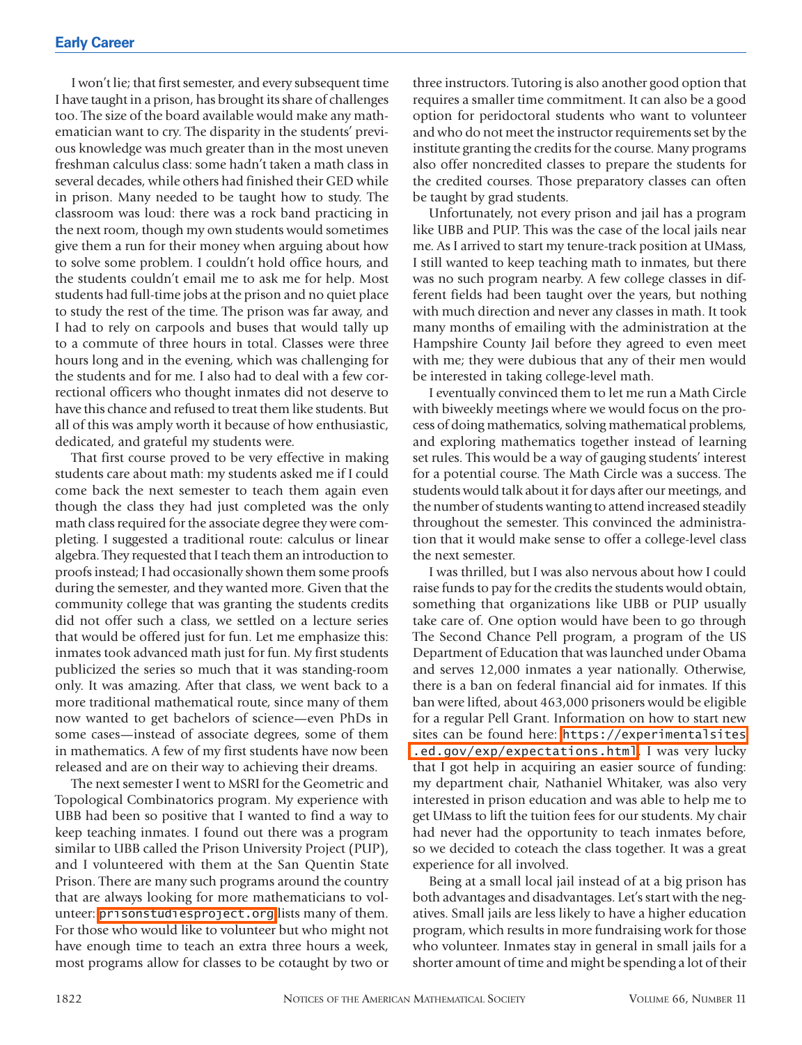I won't lie; that first semester, and every subsequent time I have taught in a prison, has brought its share of challenges too. The size of the board available would make any mathematician want to cry. The disparity in the students' previous knowledge was much greater than in the most uneven freshman calculus class: some hadn't taken a math class in several decades, while others had finished their GED while in prison. Many needed to be taught how to study. The classroom was loud: there was a rock band practicing in the next room, though my own students would sometimes give them a run for their money when arguing about how to solve some problem. I couldn't hold office hours, and the students couldn't email me to ask me for help. Most students had full-time jobs at the prison and no quiet place to study the rest of the time. The prison was far away, and I had to rely on carpools and buses that would tally up to a commute of three hours in total. Classes were three hours long and in the evening, which was challenging for the students and for me. I also had to deal with a few correctional officers who thought inmates did not deserve to have this chance and refused to treat them like students. But all of this was amply worth it because of how enthusiastic, dedicated, and grateful my students were.

That first course proved to be very effective in making students care about math: my students asked me if I could come back the next semester to teach them again even though the class they had just completed was the only math class required for the associate degree they were completing. I suggested a traditional route: calculus or linear algebra. They requested that I teach them an introduction to proofs instead; I had occasionally shown them some proofs during the semester, and they wanted more. Given that the community college that was granting the students credits did not offer such a class, we settled on a lecture series that would be offered just for fun. Let me emphasize this: inmates took advanced math just for fun. My first students publicized the series so much that it was standing-room only. It was amazing. After that class, we went back to a more traditional mathematical route, since many of them now wanted to get bachelors of science—even PhDs in some cases—instead of associate degrees, some of them in mathematics. A few of my first students have now been released and are on their way to achieving their dreams.

The next semester I went to MSRI for the Geometric and Topological Combinatorics program. My experience with UBB had been so positive that I wanted to find a way to keep teaching inmates. I found out there was a program similar to UBB called the Prison University Project (PUP), and I volunteered with them at the San Quentin State Prison. There are many such programs around the country that are always looking for more mathematicians to volunteer: prisonstudiesproject.org lists many of them. For those who would like to volunteer but who might not have enough time to teach an extra three hours a week, most programs allow for classes to be cotaught by two or three instructors. Tutoring is also another good option that requires a smaller time commitment. It can also be a good option for peridoctoral students who want to volunteer and who do not meet the instructor requirements set by the institute granting the credits for the course. Many programs also offer noncredited classes to prepare the students for the credited courses. Those preparatory classes can often be taught by grad students.

Unfortunately, not every prison and jail has a program like UBB and PUP. This was the case of the local jails near me. As I arrived to start my tenure-track position at UMass, I still wanted to keep teaching math to inmates, but there was no such program nearby. A few college classes in different fields had been taught over the years, but nothing with much direction and never any classes in math. It took many months of emailing with the administration at the Hampshire County Jail before they agreed to even meet with me; they were dubious that any of their men would be interested in taking college-level math.

I eventually convinced them to let me run a Math Circle with biweekly meetings where we would focus on the process of doing mathematics, solving mathematical problems, and exploring mathematics together instead of learning set rules. This would be a way of gauging students' interest for a potential course. The Math Circle was a success. The students would talk about it for days after our meetings, and the number of students wanting to attend increased steadily throughout the semester. This convinced the administration that it would make sense to offer a college-level class the next semester.

I was thrilled, but I was also nervous about how I could raise funds to pay for the credits the students would obtain, something that organizations like UBB or PUP usually take care of. One option would have been to go through The Second Chance Pell program, a program of the US Department of Education that was launched under Obama and serves 12,000 inmates a year nationally. Otherwise, there is a ban on federal financial aid for inmates. If this ban were lifted, about 463,000 prisoners would be eligible for a regular Pell Grant. Information on how to start new sites can be found here: https://experimentalsites.ed.gov/exp/expectations.html. I was very lucky that I got help in acquiring an easier source of funding: my department chair, Nathaniel Whitaker, was also very interested in prison education and was able to help me to get UMass to lift the tuition fees for our students. My chair had never had the opportunity to teach inmates before, so we decided to coteach the class together. It was a great experience for all involved.

Being at a small local jail instead of at a big prison has both advantages and disadvantages. Let's start with the negatives. Small jails are less likely to have a higher education program, which results in more fundraising work for those who volunteer. Inmates stay in general in small jails for a shorter amount of time and might be spending a lot of their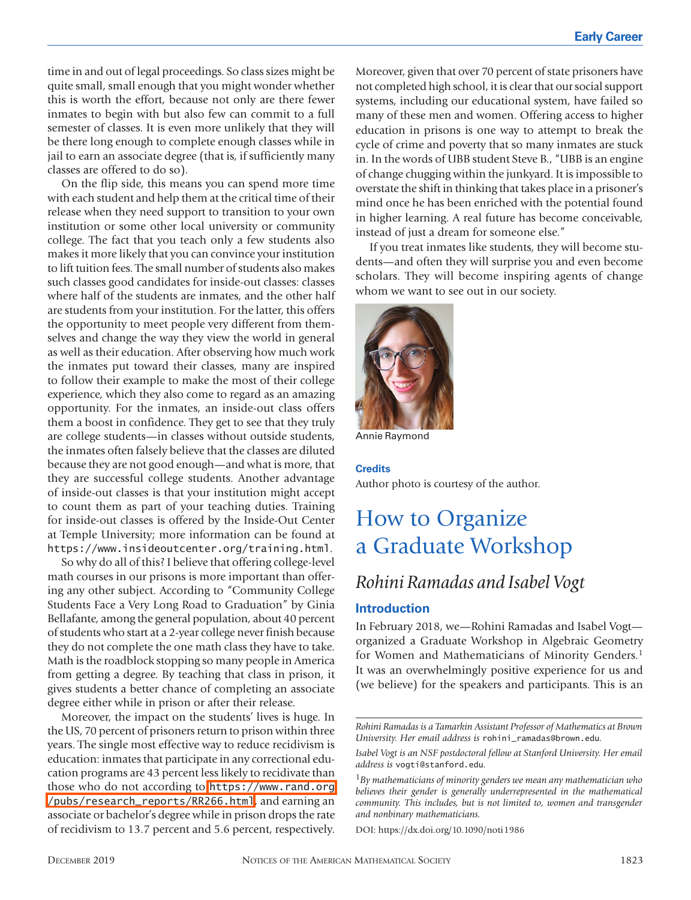time in and out of legal proceedings. So class sizes might be quite small, small enough that you might wonder whether this is worth the effort, because not only are there fewer inmates to begin with but also few can commit to a full semester of classes. It is even more unlikely that they will be there long enough to complete enough classes while in jail to earn an associate degree (that is, if sufficiently many classes are offered to do so).

On the flip side, this means you can spend more time with each student and help them at the critical time of their release when they need support to transition to your own institution or some other local university or community college. The fact that you teach only a few students also makes it more likely that you can convince your institution to lift tuition fees. The small number of students also makes such classes good candidates for inside-out classes: classes where half of the students are inmates, and the other half are students from your institution. For the latter, this offers the opportunity to meet people very different from themselves and change the way they view the world in general as well as their education. After observing how much work the inmates put toward their classes, many are inspired to follow their example to make the most of their college experience, which they also come to regard as an amazing opportunity. For the inmates, an inside-out class offers them a boost in confidence. They get to see that they truly are college students—in classes without outside students, the inmates often falsely believe that the classes are diluted because they are not good enough—and what is more, that they are successful college students. Another advantage of inside-out classes is that your institution might accept to count them as part of your teaching duties. Training for inside-out classes is offered by the Inside-Out Center at Temple University; more information can be found at `https://www.insideoutcenter.org/training.html`.

So why do all of this? I believe that offering college-level math courses in our prisons is more important than offering any other subject. According to "Community College Students Face a Very Long Road to Graduation" by Ginia Bellafante, among the general population, about 40 percent of students who start at a 2-year college never finish because they do not complete the one math class they have to take. Math is the roadblock stopping so many people in America from getting a degree. By teaching that class in prison, it gives students a better chance of completing an associate degree either while in prison or after their release.

Moreover, the impact on the students' lives is huge. In the US, 70 percent of prisoners return to prison within three years. The single most effective way to reduce recidivism is education: inmates that participate in any correctional education programs are 43 percent less likely to recidivate than those who do not according to `https://www.rand.org/pubs/research_reports/RR266.html`, and earning an associate or bachelor's degree while in prison drops the rate of recidivism to 13.7 percent and 5.6 percent, respectively. Moreover, given that over 70 percent of state prisoners have not completed high school, it is clear that our social support systems, including our educational system, have failed so many of these men and women. Offering access to higher education in prisons is one way to attempt to break the cycle of crime and poverty that so many inmates are stuck in. In the words of UBB student Steve B., "UBB is an engine of change chugging within the junkyard. It is impossible to overstate the shift in thinking that takes place in a prisoner's mind once he has been enriched with the potential found in higher learning. A real future has become conceivable, instead of just a dream for someone else."

If you treat inmates like students, they will become students—and often they will surprise you and even become scholars. They will become inspiring agents of change whom we want to see out in our society.

Annie Raymond

### Credits

Author photo is courtesy of the author.

# How to Organize a Graduate Workshop

## *Rohini Ramadas and Isabel Vogt*

### Introduction

In February 2018, we—Rohini Ramadas and Isabel Vogt—organized a Graduate Workshop in Algebraic Geometry for Women and Mathematicians of Minority Genders.[1] It was an overwhelmingly positive experience for us and (we believe) for the speakers and participants. This is an

*Rohini Ramadas is a Tamarkin Assistant Professor of Mathematics at Brown University. Her email address is* `rohini_ramadas@brown.edu`.

*Isabel Vogt is an NSF postdoctoral fellow at Stanford University. Her email address is* `vogti@stanford.edu`.

[1] *By mathematicians of minority genders we mean any mathematician who believes their gender is generally underrepresented in the mathematical community. This includes, but is not limited to, women and transgender and nonbinary mathematicians.*

DOI: https://dx.doi.org/10.1090/noti1986